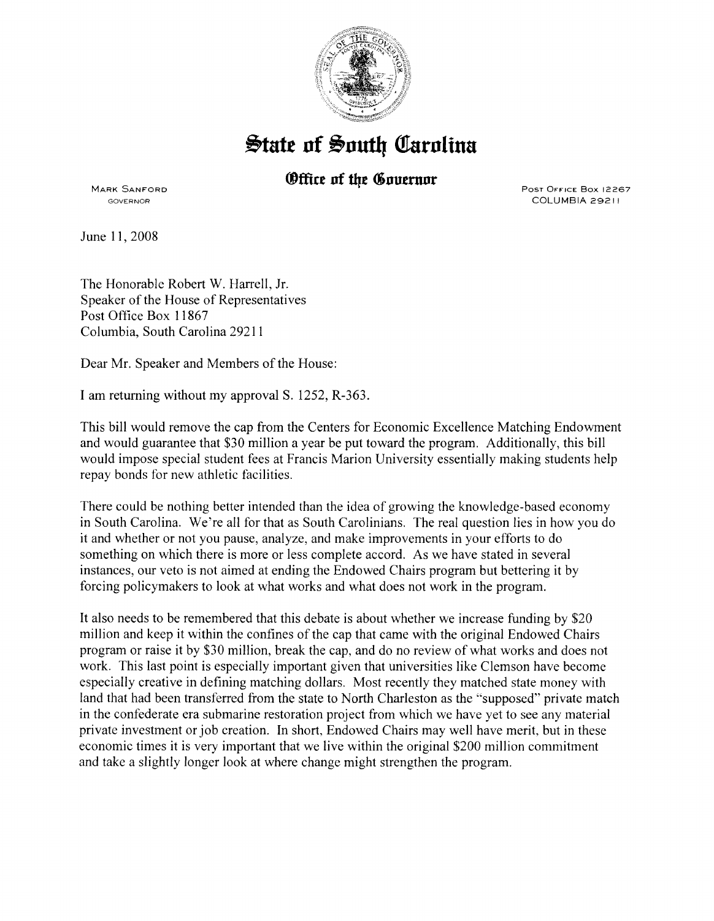# State of South Carolina

## Office of the Governor

MARK SANFORD
GOVERNOR

POST OFFICE BOX 12267
COLUMBIA 29211

June 11, 2008

The Honorable Robert W. Harrell, Jr.
Speaker of the House of Representatives
Post Office Box 11867
Columbia, South Carolina 29211

Dear Mr. Speaker and Members of the House:

I am returning without my approval S. 1252, R-363.

This bill would remove the cap from the Centers for Economic Excellence Matching Endowment and would guarantee that $30 million a year be put toward the program. Additionally, this bill would impose special student fees at Francis Marion University essentially making students help repay bonds for new athletic facilities.

There could be nothing better intended than the idea of growing the knowledge-based economy in South Carolina. We're all for that as South Carolinians. The real question lies in how you do it and whether or not you pause, analyze, and make improvements in your efforts to do something on which there is more or less complete accord. As we have stated in several instances, our veto is not aimed at ending the Endowed Chairs program but bettering it by forcing policymakers to look at what works and what does not work in the program.

It also needs to be remembered that this debate is about whether we increase funding by $20 million and keep it within the confines of the cap that came with the original Endowed Chairs program or raise it by $30 million, break the cap, and do no review of what works and does not work. This last point is especially important given that universities like Clemson have become especially creative in defining matching dollars. Most recently they matched state money with land that had been transferred from the state to North Charleston as the "supposed" private match in the confederate era submarine restoration project from which we have yet to see any material private investment or job creation. In short, Endowed Chairs may well have merit, but in these economic times it is very important that we live within the original $200 million commitment and take a slightly longer look at where change might strengthen the program.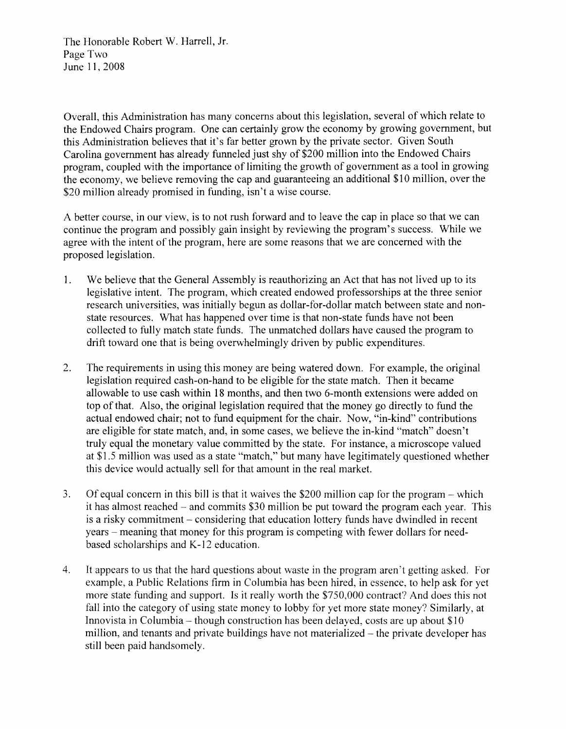Overall, this Administration has many concerns about this legislation, several of which relate to the Endowed Chairs program. One can certainly grow the economy by growing government, but this Administration believes that it's far better grown by the private sector. Given South Carolina government has already funneled just shy of $200 million into the Endowed Chairs program, coupled with the importance of limiting the growth of government as a tool in growing the economy, we believe removing the cap and guaranteeing an additional $10 million, over the $20 million already promised in funding, isn't a wise course.

A better course, in our view, is to not rush forward and to leave the cap in place so that we can continue the program and possibly gain insight by reviewing the program's success. While we agree with the intent of the program, here are some reasons that we are concerned with the proposed legislation.

1. We believe that the General Assembly is reauthorizing an Act that has not lived up to its legislative intent. The program, which created endowed professorships at the three senior research universities, was initially begun as dollar-for-dollar match between state and non-state resources. What has happened over time is that non-state funds have not been collected to fully match state funds. The unmatched dollars have caused the program to drift toward one that is being overwhelmingly driven by public expenditures.

2. The requirements in using this money are being watered down. For example, the original legislation required cash-on-hand to be eligible for the state match. Then it became allowable to use cash within 18 months, and then two 6-month extensions were added on top of that. Also, the original legislation required that the money go directly to fund the actual endowed chair; not to fund equipment for the chair. Now, "in-kind" contributions are eligible for state match, and, in some cases, we believe the in-kind "match" doesn't truly equal the monetary value committed by the state. For instance, a microscope valued at $1.5 million was used as a state "match," but many have legitimately questioned whether this device would actually sell for that amount in the real market.

3. Of equal concern in this bill is that it waives the $200 million cap for the program – which it has almost reached – and commits $30 million be put toward the program each year. This is a risky commitment – considering that education lottery funds have dwindled in recent years – meaning that money for this program is competing with fewer dollars for need-based scholarships and K-12 education.

4. It appears to us that the hard questions about waste in the program aren't getting asked. For example, a Public Relations firm in Columbia has been hired, in essence, to help ask for yet more state funding and support. Is it really worth the $750,000 contract? And does this not fall into the category of using state money to lobby for yet more state money? Similarly, at Innovista in Columbia – though construction has been delayed, costs are up about $10 million, and tenants and private buildings have not materialized – the private developer has still been paid handsomely.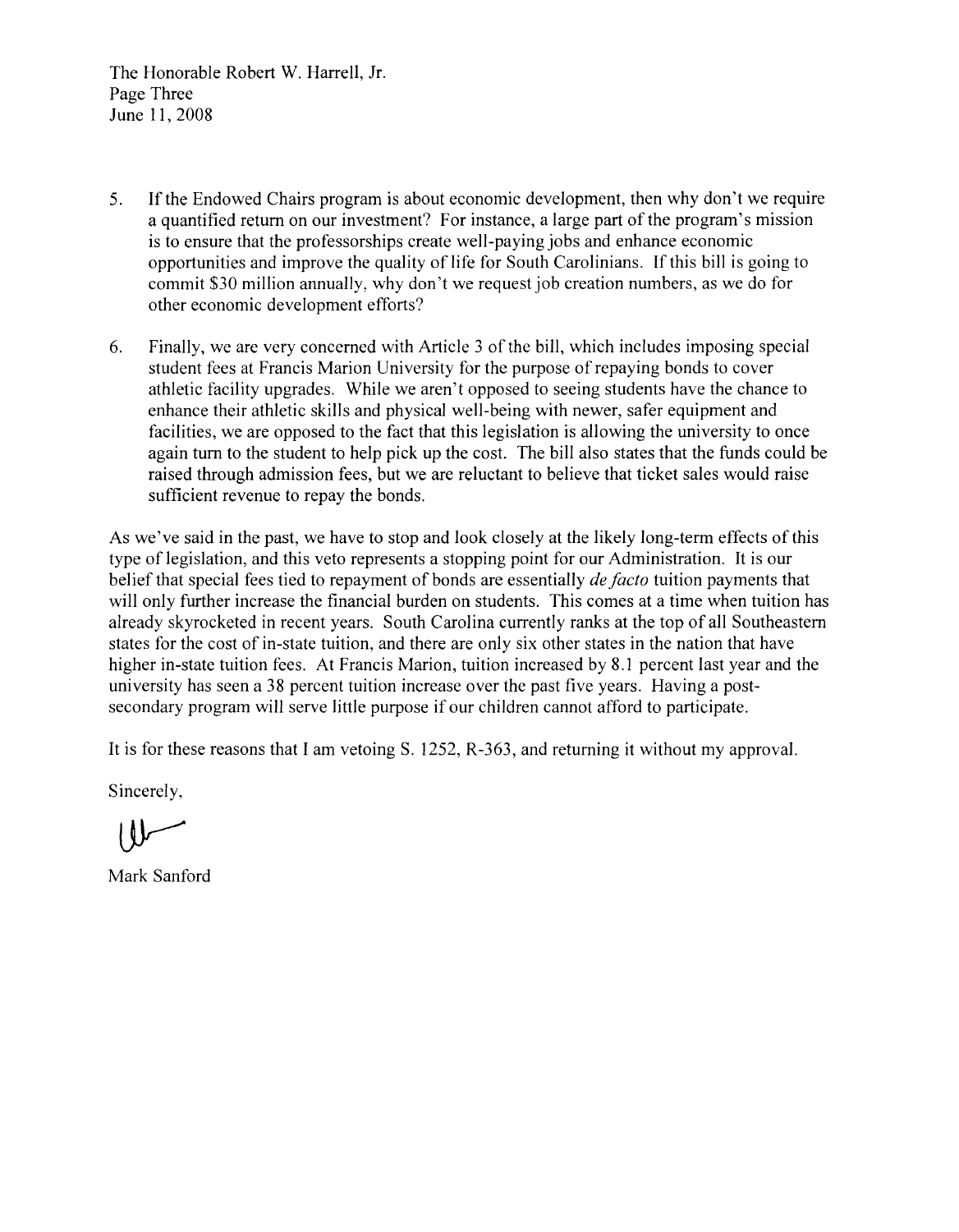5. If the Endowed Chairs program is about economic development, then why don't we require a quantified return on our investment? For instance, a large part of the program's mission is to ensure that the professorships create well-paying jobs and enhance economic opportunities and improve the quality of life for South Carolinians. If this bill is going to commit $30 million annually, why don't we request job creation numbers, as we do for other economic development efforts?

6. Finally, we are very concerned with Article 3 of the bill, which includes imposing special student fees at Francis Marion University for the purpose of repaying bonds to cover athletic facility upgrades. While we aren't opposed to seeing students have the chance to enhance their athletic skills and physical well-being with newer, safer equipment and facilities, we are opposed to the fact that this legislation is allowing the university to once again turn to the student to help pick up the cost. The bill also states that the funds could be raised through admission fees, but we are reluctant to believe that ticket sales would raise sufficient revenue to repay the bonds.

As we've said in the past, we have to stop and look closely at the likely long-term effects of this type of legislation, and this veto represents a stopping point for our Administration. It is our belief that special fees tied to repayment of bonds are essentially *de facto* tuition payments that will only further increase the financial burden on students. This comes at a time when tuition has already skyrocketed in recent years. South Carolina currently ranks at the top of all Southeastern states for the cost of in-state tuition, and there are only six other states in the nation that have higher in-state tuition fees. At Francis Marion, tuition increased by 8.1 percent last year and the university has seen a 38 percent tuition increase over the past five years. Having a post-secondary program will serve little purpose if our children cannot afford to participate.

It is for these reasons that I am vetoing S. 1252, R-363, and returning it without my approval.

Sincerely,

Mark Sanford